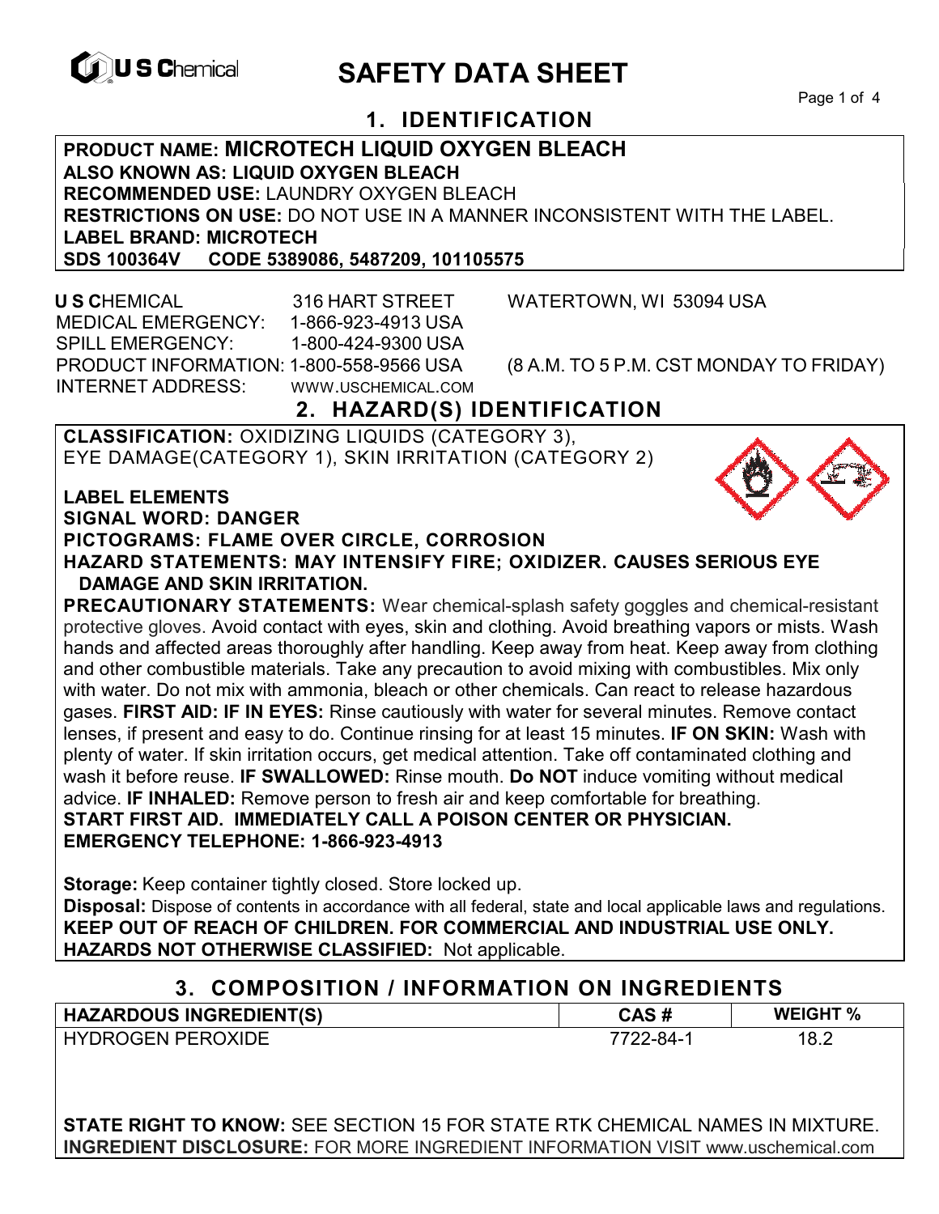# SAFETY DATA SHEET

U S Chemical

## 1. IDENTIFICATION

**PRODUCT NAME: MICROTECH LIQUID OXYGEN BLEACH**
**ALSO KNOWN AS: LIQUID OXYGEN BLEACH**
**RECOMMENDED USE:** LAUNDRY OXYGEN BLEACH
**RESTRICTIONS ON USE:** DO NOT USE IN A MANNER INCONSISTENT WITH THE LABEL.
**LABEL BRAND: MICROTECH**
**SDS 100364V CODE 5389086, 5487209, 101105575**

**U S C**HEMICAL 316 HART STREET WATERTOWN, WI 53094 USA
MEDICAL EMERGENCY: 1-866-923-4913 USA
SPILL EMERGENCY: 1-800-424-9300 USA
PRODUCT INFORMATION: 1-800-558-9566 USA (8 A.M. TO 5 P.M. CST MONDAY TO FRIDAY)
INTERNET ADDRESS: WWW.USCHEMICAL.COM

## 2. HAZARD(S) IDENTIFICATION

**CLASSIFICATION:** OXIDIZING LIQUIDS (CATEGORY 3), EYE DAMAGE(CATEGORY 1), SKIN IRRITATION (CATEGORY 2)

**LABEL ELEMENTS**
**SIGNAL WORD: DANGER**
**PICTOGRAMS: FLAME OVER CIRCLE, CORROSION**
**HAZARD STATEMENTS: MAY INTENSIFY FIRE; OXIDIZER. CAUSES SERIOUS EYE DAMAGE AND SKIN IRRITATION.**
**PRECAUTIONARY STATEMENTS:** Wear chemical-splash safety goggles and chemical-resistant protective gloves. Avoid contact with eyes, skin and clothing. Avoid breathing vapors or mists. Wash hands and affected areas thoroughly after handling. Keep away from heat. Keep away from clothing and other combustible materials. Take any precaution to avoid mixing with combustibles. Mix only with water. Do not mix with ammonia, bleach or other chemicals. Can react to release hazardous gases. **FIRST AID: IF IN EYES:** Rinse cautiously with water for several minutes. Remove contact lenses, if present and easy to do. Continue rinsing for at least 15 minutes. **IF ON SKIN:** Wash with plenty of water. If skin irritation occurs, get medical attention. Take off contaminated clothing and wash it before reuse. **IF SWALLOWED:** Rinse mouth. **Do NOT** induce vomiting without medical advice. **IF INHALED:** Remove person to fresh air and keep comfortable for breathing.
**START FIRST AID. IMMEDIATELY CALL A POISON CENTER OR PHYSICIAN.**
**EMERGENCY TELEPHONE: 1-866-923-4913**

**Storage:** Keep container tightly closed. Store locked up.
**Disposal:** Dispose of contents in accordance with all federal, state and local applicable laws and regulations.
**KEEP OUT OF REACH OF CHILDREN. FOR COMMERCIAL AND INDUSTRIAL USE ONLY.**
**HAZARDS NOT OTHERWISE CLASSIFIED:** Not applicable.

## 3. COMPOSITION / INFORMATION ON INGREDIENTS

| HAZARDOUS INGREDIENT(S) | CAS # | WEIGHT % |
|---|---|---|
| HYDROGEN PEROXIDE | 7722-84-1 | 18.2 |

**STATE RIGHT TO KNOW:** SEE SECTION 15 FOR STATE RTK CHEMICAL NAMES IN MIXTURE.
**INGREDIENT DISCLOSURE:** FOR MORE INGREDIENT INFORMATION VISIT www.uschemical.com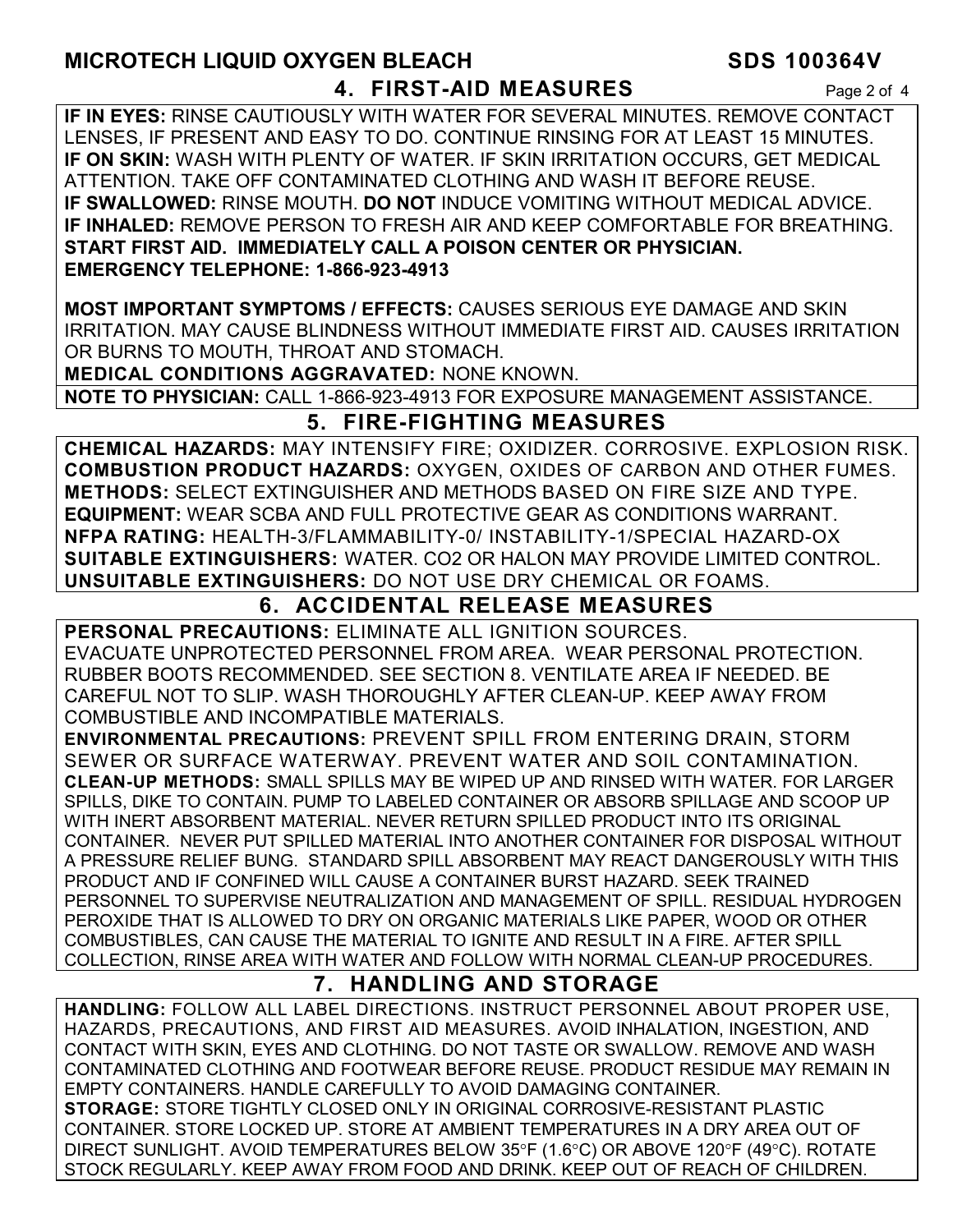## 4. FIRST-AID MEASURES

**IF IN EYES:** RINSE CAUTIOUSLY WITH WATER FOR SEVERAL MINUTES. REMOVE CONTACT LENSES, IF PRESENT AND EASY TO DO. CONTINUE RINSING FOR AT LEAST 15 MINUTES.
**IF ON SKIN:** WASH WITH PLENTY OF WATER. IF SKIN IRRITATION OCCURS, GET MEDICAL ATTENTION. TAKE OFF CONTAMINATED CLOTHING AND WASH IT BEFORE REUSE.
**IF SWALLOWED:** RINSE MOUTH. **DO NOT** INDUCE VOMITING WITHOUT MEDICAL ADVICE.
**IF INHALED:** REMOVE PERSON TO FRESH AIR AND KEEP COMFORTABLE FOR BREATHING.
**START FIRST AID. IMMEDIATELY CALL A POISON CENTER OR PHYSICIAN.**
**EMERGENCY TELEPHONE: 1-866-923-4913**

**MOST IMPORTANT SYMPTOMS / EFFECTS:** CAUSES SERIOUS EYE DAMAGE AND SKIN IRRITATION. MAY CAUSE BLINDNESS WITHOUT IMMEDIATE FIRST AID. CAUSES IRRITATION OR BURNS TO MOUTH, THROAT AND STOMACH.
**MEDICAL CONDITIONS AGGRAVATED:** NONE KNOWN.
**NOTE TO PHYSICIAN:** CALL 1-866-923-4913 FOR EXPOSURE MANAGEMENT ASSISTANCE.

## 5. FIRE-FIGHTING MEASURES

**CHEMICAL HAZARDS:** MAY INTENSIFY FIRE; OXIDIZER. CORROSIVE. EXPLOSION RISK.
**COMBUSTION PRODUCT HAZARDS:** OXYGEN, OXIDES OF CARBON AND OTHER FUMES.
**METHODS:** SELECT EXTINGUISHER AND METHODS BASED ON FIRE SIZE AND TYPE.
**EQUIPMENT:** WEAR SCBA AND FULL PROTECTIVE GEAR AS CONDITIONS WARRANT.
**NFPA RATING:** HEALTH-3/FLAMMABILITY-0/ INSTABILITY-1/SPECIAL HAZARD-OX
**SUITABLE EXTINGUISHERS:** WATER. $CO_2$ OR HALON MAY PROVIDE LIMITED CONTROL.
**UNSUITABLE EXTINGUISHERS:** DO NOT USE DRY CHEMICAL OR FOAMS.

## 6. ACCIDENTAL RELEASE MEASURES

**PERSONAL PRECAUTIONS:** ELIMINATE ALL IGNITION SOURCES.
EVACUATE UNPROTECTED PERSONNEL FROM AREA. WEAR PERSONAL PROTECTION. RUBBER BOOTS RECOMMENDED. SEE SECTION 8. VENTILATE AREA IF NEEDED. BE CAREFUL NOT TO SLIP. WASH THOROUGHLY AFTER CLEAN-UP. KEEP AWAY FROM COMBUSTIBLE AND INCOMPATIBLE MATERIALS.
**ENVIRONMENTAL PRECAUTIONS:** PREVENT SPILL FROM ENTERING DRAIN, STORM SEWER OR SURFACE WATERWAY. PREVENT WATER AND SOIL CONTAMINATION.
**CLEAN-UP METHODS:** SMALL SPILLS MAY BE WIPED UP AND RINSED WITH WATER. FOR LARGER SPILLS, DIKE TO CONTAIN. PUMP TO LABELED CONTAINER OR ABSORB SPILLAGE AND SCOOP UP WITH INERT ABSORBENT MATERIAL. NEVER RETURN SPILLED PRODUCT INTO ITS ORIGINAL CONTAINER. NEVER PUT SPILLED MATERIAL INTO ANOTHER CONTAINER FOR DISPOSAL WITHOUT A PRESSURE RELIEF BUNG. STANDARD SPILL ABSORBENT MAY REACT DANGEROUSLY WITH THIS PRODUCT AND IF CONFINED WILL CAUSE A CONTAINER BURST HAZARD. SEEK TRAINED PERSONNEL TO SUPERVISE NEUTRALIZATION AND MANAGEMENT OF SPILL. RESIDUAL HYDROGEN PEROXIDE THAT IS ALLOWED TO DRY ON ORGANIC MATERIALS LIKE PAPER, WOOD OR OTHER COMBUSTIBLES, CAN CAUSE THE MATERIAL TO IGNITE AND RESULT IN A FIRE. AFTER SPILL COLLECTION, RINSE AREA WITH WATER AND FOLLOW WITH NORMAL CLEAN-UP PROCEDURES.

## 7. HANDLING AND STORAGE

**HANDLING:** FOLLOW ALL LABEL DIRECTIONS. INSTRUCT PERSONNEL ABOUT PROPER USE, HAZARDS, PRECAUTIONS, AND FIRST AID MEASURES. AVOID INHALATION, INGESTION, AND CONTACT WITH SKIN, EYES AND CLOTHING. DO NOT TASTE OR SWALLOW. REMOVE AND WASH CONTAMINATED CLOTHING AND FOOTWEAR BEFORE REUSE. PRODUCT RESIDUE MAY REMAIN IN EMPTY CONTAINERS. HANDLE CAREFULLY TO AVOID DAMAGING CONTAINER.
**STORAGE:** STORE TIGHTLY CLOSED ONLY IN ORIGINAL CORROSIVE-RESISTANT PLASTIC CONTAINER. STORE LOCKED UP. STORE AT AMBIENT TEMPERATURES IN A DRY AREA OUT OF DIRECT SUNLIGHT. AVOID TEMPERATURES BELOW 35°F (1.6°C) OR ABOVE 120°F (49°C). ROTATE STOCK REGULARLY. KEEP AWAY FROM FOOD AND DRINK. KEEP OUT OF REACH OF CHILDREN.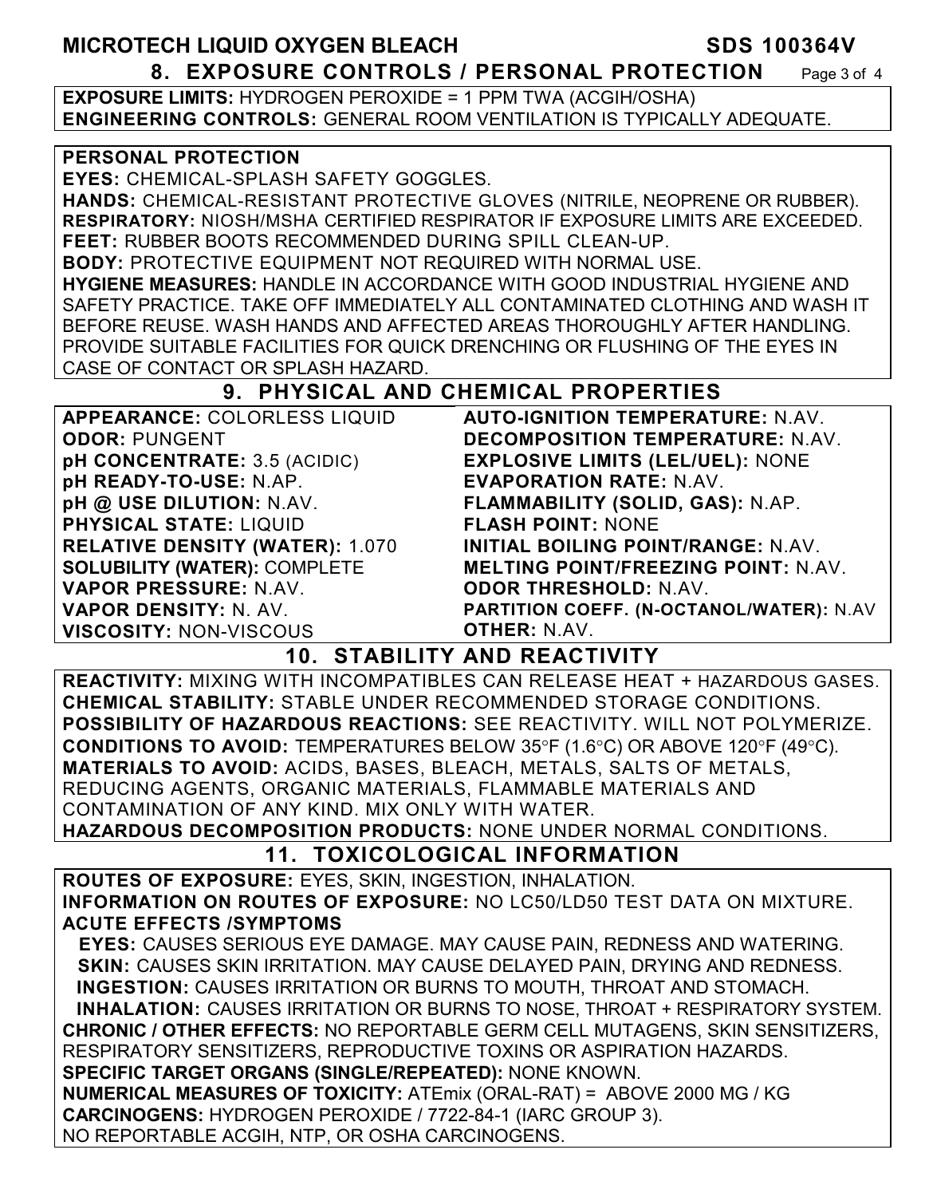## 8. EXPOSURE CONTROLS / PERSONAL PROTECTION

**EXPOSURE LIMITS:** HYDROGEN PEROXIDE = 1 PPM TWA (ACGIH/OSHA)
**ENGINEERING CONTROLS:** GENERAL ROOM VENTILATION IS TYPICALLY ADEQUATE.

**PERSONAL PROTECTION**
**EYES:** CHEMICAL-SPLASH SAFETY GOGGLES.
**HANDS:** CHEMICAL-RESISTANT PROTECTIVE GLOVES (NITRILE, NEOPRENE OR RUBBER).
**RESPIRATORY:** NIOSH/MSHA CERTIFIED RESPIRATOR IF EXPOSURE LIMITS ARE EXCEEDED.
**FEET:** RUBBER BOOTS RECOMMENDED DURING SPILL CLEAN-UP.
**BODY:** PROTECTIVE EQUIPMENT NOT REQUIRED WITH NORMAL USE.
**HYGIENE MEASURES:** HANDLE IN ACCORDANCE WITH GOOD INDUSTRIAL HYGIENE AND SAFETY PRACTICE. TAKE OFF IMMEDIATELY ALL CONTAMINATED CLOTHING AND WASH IT BEFORE REUSE. WASH HANDS AND AFFECTED AREAS THOROUGHLY AFTER HANDLING. PROVIDE SUITABLE FACILITIES FOR QUICK DRENCHING OR FLUSHING OF THE EYES IN CASE OF CONTACT OR SPLASH HAZARD.

## 9. PHYSICAL AND CHEMICAL PROPERTIES

**APPEARANCE:** COLORLESS LIQUID
**ODOR:** PUNGENT
**pH CONCENTRATE:** 3.5 (ACIDIC)
**pH READY-TO-USE:** N.AP.
**pH @ USE DILUTION:** N.AV.
**PHYSICAL STATE:** LIQUID
**RELATIVE DENSITY (WATER):** 1.070
**SOLUBILITY (WATER):** COMPLETE
**VAPOR PRESSURE:** N.AV.
**VAPOR DENSITY:** N. AV.
**VISCOSITY:** NON-VISCOUS
**AUTO-IGNITION TEMPERATURE:** N.AV.
**DECOMPOSITION TEMPERATURE:** N.AV.
**EXPLOSIVE LIMITS (LEL/UEL):** NONE
**EVAPORATION RATE:** N.AV.
**FLAMMABILITY (SOLID, GAS):** N.AP.
**FLASH POINT:** NONE
**INITIAL BOILING POINT/RANGE:** N.AV.
**MELTING POINT/FREEZING POINT:** N.AV.
**ODOR THRESHOLD:** N.AV.
**PARTITION COEFF. (N-OCTANOL/WATER):** N.AV
**OTHER:** N.AV.

## 10. STABILITY AND REACTIVITY

**REACTIVITY:** MIXING WITH INCOMPATIBLES CAN RELEASE HEAT + HAZARDOUS GASES.
**CHEMICAL STABILITY:** STABLE UNDER RECOMMENDED STORAGE CONDITIONS.
**POSSIBILITY OF HAZARDOUS REACTIONS:** SEE REACTIVITY. WILL NOT POLYMERIZE.
**CONDITIONS TO AVOID:** TEMPERATURES BELOW 35°F (1.6°C) OR ABOVE 120°F (49°C).
**MATERIALS TO AVOID:** ACIDS, BASES, BLEACH, METALS, SALTS OF METALS, REDUCING AGENTS, ORGANIC MATERIALS, FLAMMABLE MATERIALS AND CONTAMINATION OF ANY KIND. MIX ONLY WITH WATER.
**HAZARDOUS DECOMPOSITION PRODUCTS:** NONE UNDER NORMAL CONDITIONS.

## 11. TOXICOLOGICAL INFORMATION

**ROUTES OF EXPOSURE:** EYES, SKIN, INGESTION, INHALATION.
**INFORMATION ON ROUTES OF EXPOSURE:** NO LC50/LD50 TEST DATA ON MIXTURE.
**ACUTE EFFECTS /SYMPTOMS**
**EYES:** CAUSES SERIOUS EYE DAMAGE. MAY CAUSE PAIN, REDNESS AND WATERING.
**SKIN:** CAUSES SKIN IRRITATION. MAY CAUSE DELAYED PAIN, DRYING AND REDNESS.
**INGESTION:** CAUSES IRRITATION OR BURNS TO MOUTH, THROAT AND STOMACH.
**INHALATION:** CAUSES IRRITATION OR BURNS TO NOSE, THROAT + RESPIRATORY SYSTEM.
**CHRONIC / OTHER EFFECTS:** NO REPORTABLE GERM CELL MUTAGENS, SKIN SENSITIZERS, RESPIRATORY SENSITIZERS, REPRODUCTIVE TOXINS OR ASPIRATION HAZARDS.
**SPECIFIC TARGET ORGANS (SINGLE/REPEATED):** NONE KNOWN.
**NUMERICAL MEASURES OF TOXICITY:** ATEmix (ORAL-RAT) = ABOVE 2000 MG / KG
**CARCINOGENS:** HYDROGEN PEROXIDE / 7722-84-1 (IARC GROUP 3).
NO REPORTABLE ACGIH, NTP, OR OSHA CARCINOGENS.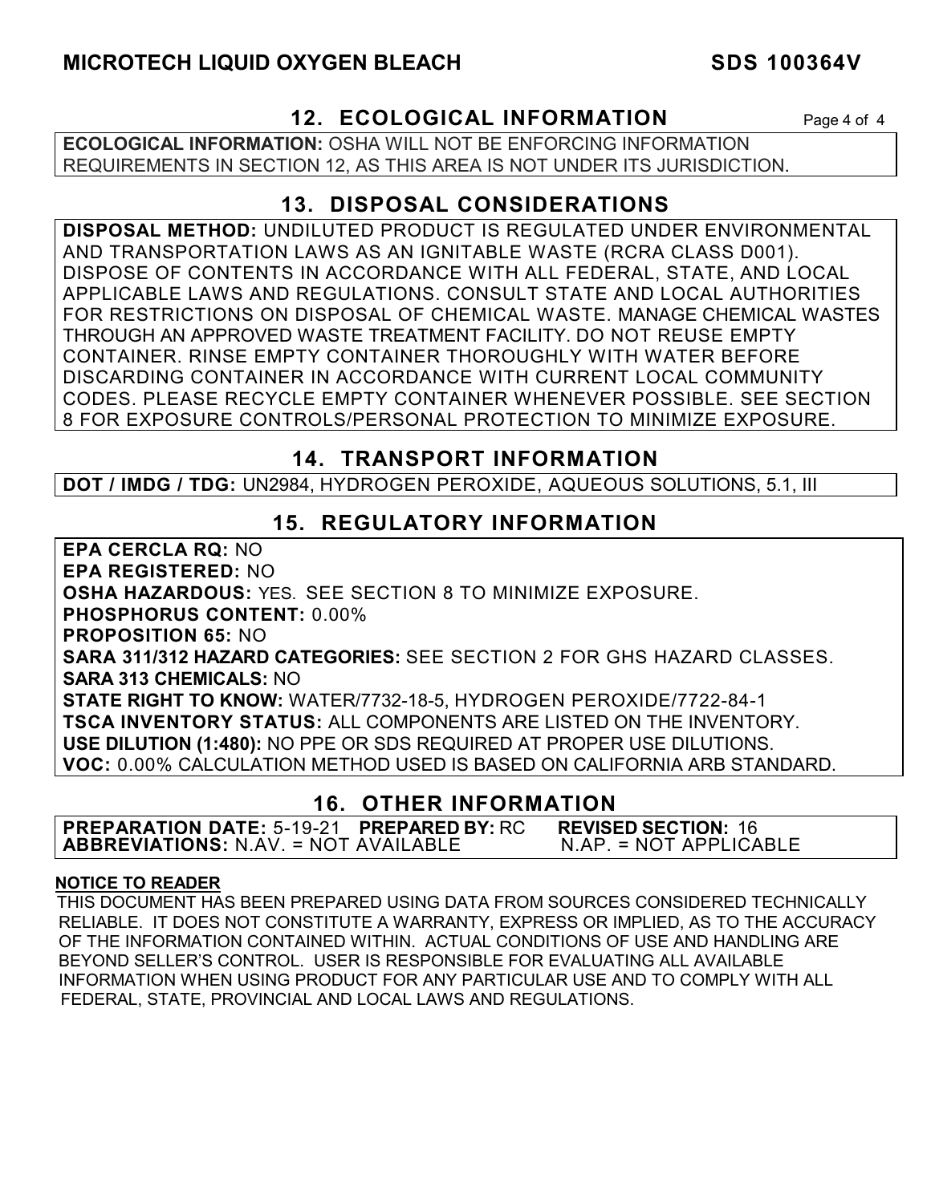## 12. ECOLOGICAL INFORMATION

**ECOLOGICAL INFORMATION:** OSHA WILL NOT BE ENFORCING INFORMATION REQUIREMENTS IN SECTION 12, AS THIS AREA IS NOT UNDER ITS JURISDICTION.

## 13. DISPOSAL CONSIDERATIONS

**DISPOSAL METHOD:** UNDILUTED PRODUCT IS REGULATED UNDER ENVIRONMENTAL AND TRANSPORTATION LAWS AS AN IGNITABLE WASTE (RCRA CLASS D001). DISPOSE OF CONTENTS IN ACCORDANCE WITH ALL FEDERAL, STATE, AND LOCAL APPLICABLE LAWS AND REGULATIONS. CONSULT STATE AND LOCAL AUTHORITIES FOR RESTRICTIONS ON DISPOSAL OF CHEMICAL WASTE. MANAGE CHEMICAL WASTES THROUGH AN APPROVED WASTE TREATMENT FACILITY. DO NOT REUSE EMPTY CONTAINER. RINSE EMPTY CONTAINER THOROUGHLY WITH WATER BEFORE DISCARDING CONTAINER IN ACCORDANCE WITH CURRENT LOCAL COMMUNITY CODES. PLEASE RECYCLE EMPTY CONTAINER WHENEVER POSSIBLE. SEE SECTION 8 FOR EXPOSURE CONTROLS/PERSONAL PROTECTION TO MINIMIZE EXPOSURE.

## 14. TRANSPORT INFORMATION

**DOT / IMDG / TDG:** UN2984, HYDROGEN PEROXIDE, AQUEOUS SOLUTIONS, 5.1, III

## 15. REGULATORY INFORMATION

**EPA CERCLA RQ:** NO
**EPA REGISTERED:** NO
**OSHA HAZARDOUS:** YES. SEE SECTION 8 TO MINIMIZE EXPOSURE.
**PHOSPHORUS CONTENT:** 0.00%
**PROPOSITION 65:** NO
**SARA 311/312 HAZARD CATEGORIES:** SEE SECTION 2 FOR GHS HAZARD CLASSES.
**SARA 313 CHEMICALS:** NO
**STATE RIGHT TO KNOW:** WATER/7732-18-5, HYDROGEN PEROXIDE/7722-84-1
**TSCA INVENTORY STATUS:** ALL COMPONENTS ARE LISTED ON THE INVENTORY.
**USE DILUTION (1:480):** NO PPE OR SDS REQUIRED AT PROPER USE DILUTIONS.
**VOC:** 0.00% CALCULATION METHOD USED IS BASED ON CALIFORNIA ARB STANDARD.

## 16. OTHER INFORMATION

**PREPARATION DATE:** 5-19-21 **PREPARED BY:** RC **REVISED SECTION:** 16
**ABBREVIATIONS:** N.AV. = NOT AVAILABLE N.AP. = NOT APPLICABLE

**NOTICE TO READER**

THIS DOCUMENT HAS BEEN PREPARED USING DATA FROM SOURCES CONSIDERED TECHNICALLY RELIABLE. IT DOES NOT CONSTITUTE A WARRANTY, EXPRESS OR IMPLIED, AS TO THE ACCURACY OF THE INFORMATION CONTAINED WITHIN. ACTUAL CONDITIONS OF USE AND HANDLING ARE BEYOND SELLER'S CONTROL. USER IS RESPONSIBLE FOR EVALUATING ALL AVAILABLE INFORMATION WHEN USING PRODUCT FOR ANY PARTICULAR USE AND TO COMPLY WITH ALL FEDERAL, STATE, PROVINCIAL AND LOCAL LAWS AND REGULATIONS.